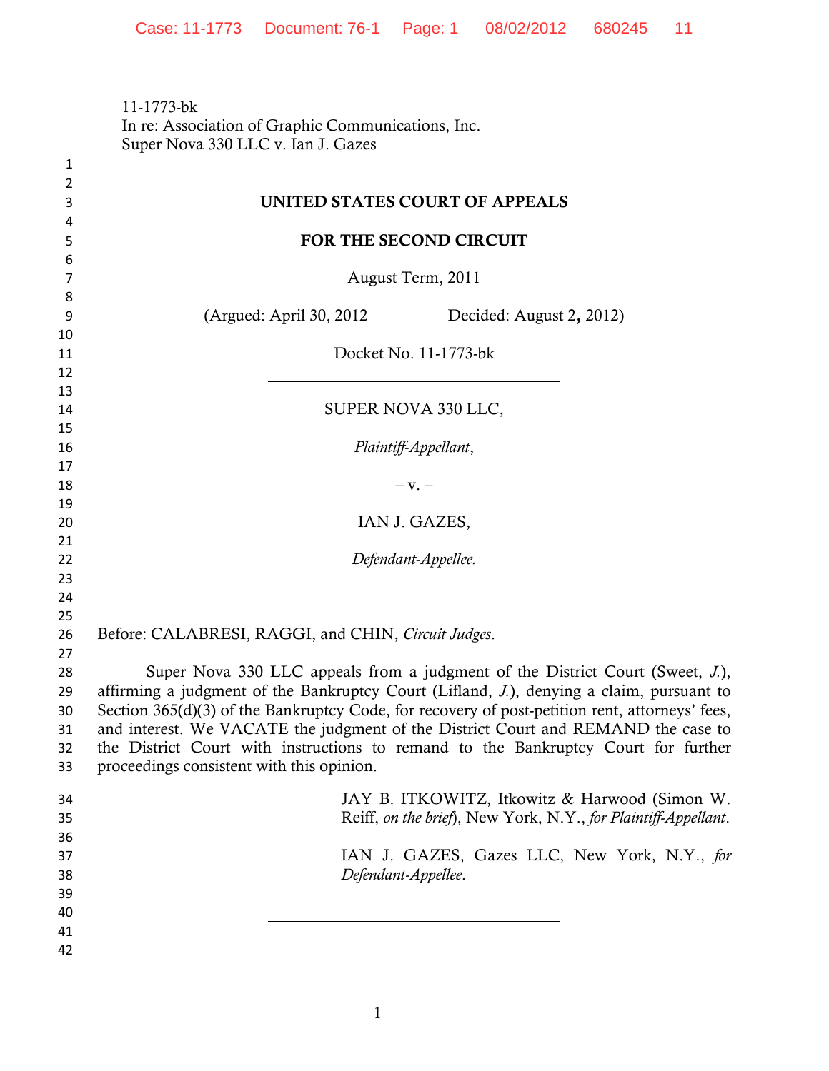11-1773-bk
In re: Association of Graphic Communications, Inc.
Super Nova 330 LLC v. Ian J. Gazes

**UNITED STATES COURT OF APPEALS**

**FOR THE SECOND CIRCUIT**

August Term, 2011

(Argued: April 30, 2012 Decided: August 2, 2012)

Docket No. 11-1773-bk

---

SUPER NOVA 330 LLC,

*Plaintiff-Appellant*,

– v. –

IAN J. GAZES,

*Defendant-Appellee.*

---

Before: CALABRESI, RAGGI, and CHIN, *Circuit Judges*.

Super Nova 330 LLC appeals from a judgment of the District Court (Sweet, *J.*), affirming a judgment of the Bankruptcy Court (Lifland, *J.*), denying a claim, pursuant to Section 365(d)(3) of the Bankruptcy Code, for recovery of post-petition rent, attorneys' fees, and interest. We VACATE the judgment of the District Court and REMAND the case to the District Court with instructions to remand to the Bankruptcy Court for further proceedings consistent with this opinion.

JAY B. ITKOWITZ, Itkowitz & Harwood (Simon W. Reiff, *on the brief*), New York, N.Y., *for Plaintiff-Appellant*.

IAN J. GAZES, Gazes LLC, New York, N.Y., *for Defendant-Appellee*.

---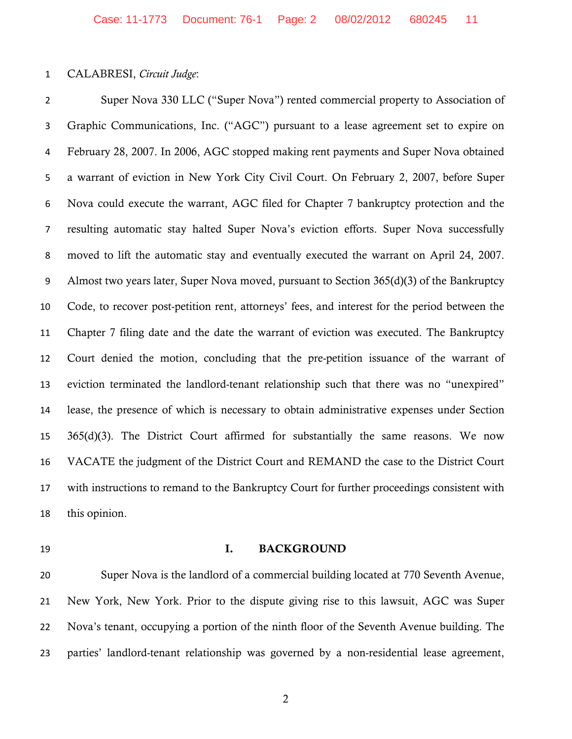CALABRESI, *Circuit Judge*:

Super Nova 330 LLC ("Super Nova") rented commercial property to Association of Graphic Communications, Inc. ("AGC") pursuant to a lease agreement set to expire on February 28, 2007. In 2006, AGC stopped making rent payments and Super Nova obtained a warrant of eviction in New York City Civil Court. On February 2, 2007, before Super Nova could execute the warrant, AGC filed for Chapter 7 bankruptcy protection and the resulting automatic stay halted Super Nova's eviction efforts. Super Nova successfully moved to lift the automatic stay and eventually executed the warrant on April 24, 2007. Almost two years later, Super Nova moved, pursuant to Section 365(d)(3) of the Bankruptcy Code, to recover post-petition rent, attorneys' fees, and interest for the period between the Chapter 7 filing date and the date the warrant of eviction was executed. The Bankruptcy Court denied the motion, concluding that the pre-petition issuance of the warrant of eviction terminated the landlord-tenant relationship such that there was no "unexpired" lease, the presence of which is necessary to obtain administrative expenses under Section 365(d)(3). The District Court affirmed for substantially the same reasons. We now VACATE the judgment of the District Court and REMAND the case to the District Court with instructions to remand to the Bankruptcy Court for further proceedings consistent with this opinion.

## I. BACKGROUND

Super Nova is the landlord of a commercial building located at 770 Seventh Avenue, New York, New York. Prior to the dispute giving rise to this lawsuit, AGC was Super Nova's tenant, occupying a portion of the ninth floor of the Seventh Avenue building. The parties' landlord-tenant relationship was governed by a non-residential lease agreement,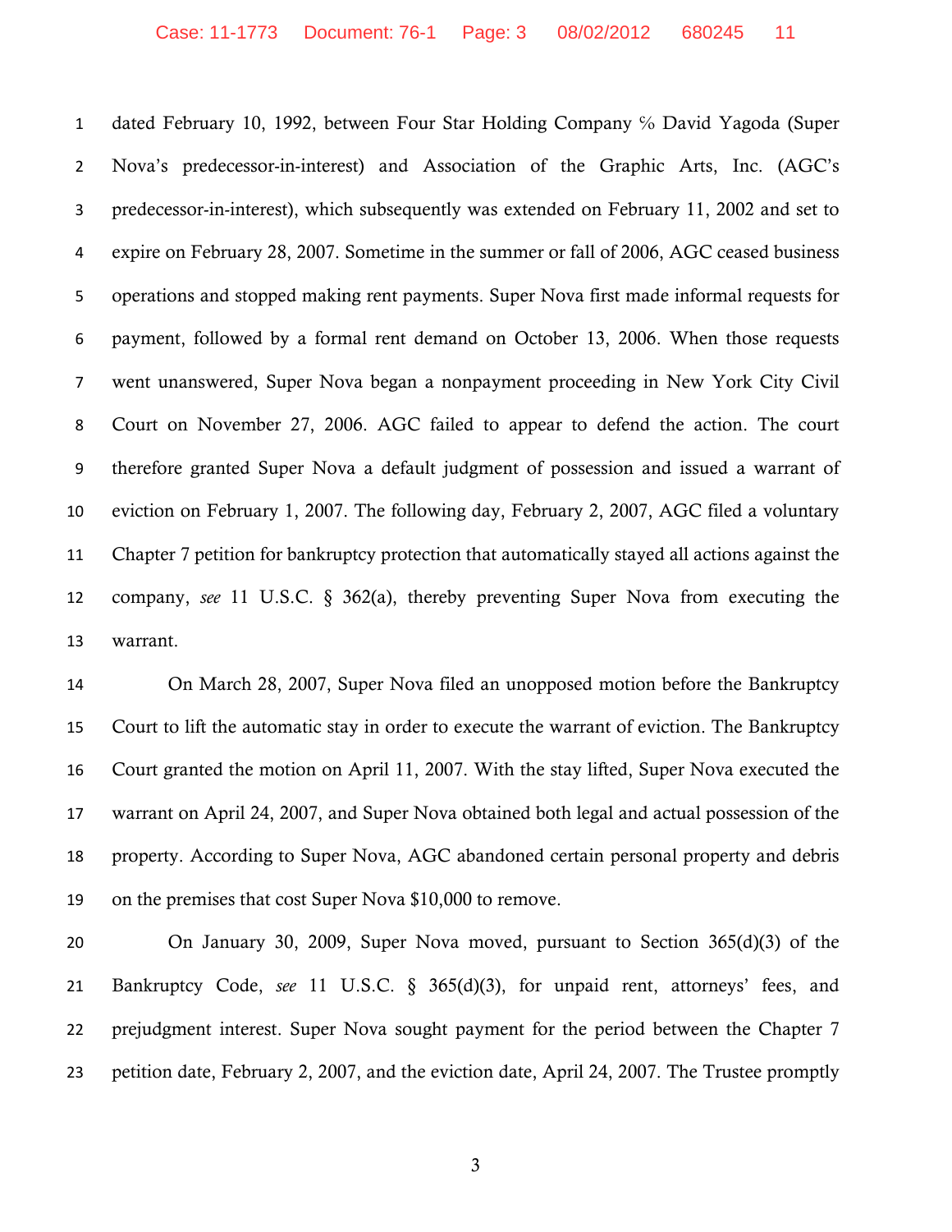dated February 10, 1992, between Four Star Holding Company % David Yagoda (Super Nova's predecessor-in-interest) and Association of the Graphic Arts, Inc. (AGC's predecessor-in-interest), which subsequently was extended on February 11, 2002 and set to expire on February 28, 2007. Sometime in the summer or fall of 2006, AGC ceased business operations and stopped making rent payments. Super Nova first made informal requests for payment, followed by a formal rent demand on October 13, 2006. When those requests went unanswered, Super Nova began a nonpayment proceeding in New York City Civil Court on November 27, 2006. AGC failed to appear to defend the action. The court therefore granted Super Nova a default judgment of possession and issued a warrant of eviction on February 1, 2007. The following day, February 2, 2007, AGC filed a voluntary Chapter 7 petition for bankruptcy protection that automatically stayed all actions against the company, *see* 11 U.S.C. § 362(a), thereby preventing Super Nova from executing the warrant.

On March 28, 2007, Super Nova filed an unopposed motion before the Bankruptcy Court to lift the automatic stay in order to execute the warrant of eviction. The Bankruptcy Court granted the motion on April 11, 2007. With the stay lifted, Super Nova executed the warrant on April 24, 2007, and Super Nova obtained both legal and actual possession of the property. According to Super Nova, AGC abandoned certain personal property and debris on the premises that cost Super Nova $10,000 to remove.

On January 30, 2009, Super Nova moved, pursuant to Section 365(d)(3) of the Bankruptcy Code, *see* 11 U.S.C. § 365(d)(3), for unpaid rent, attorneys' fees, and prejudgment interest. Super Nova sought payment for the period between the Chapter 7 petition date, February 2, 2007, and the eviction date, April 24, 2007. The Trustee promptly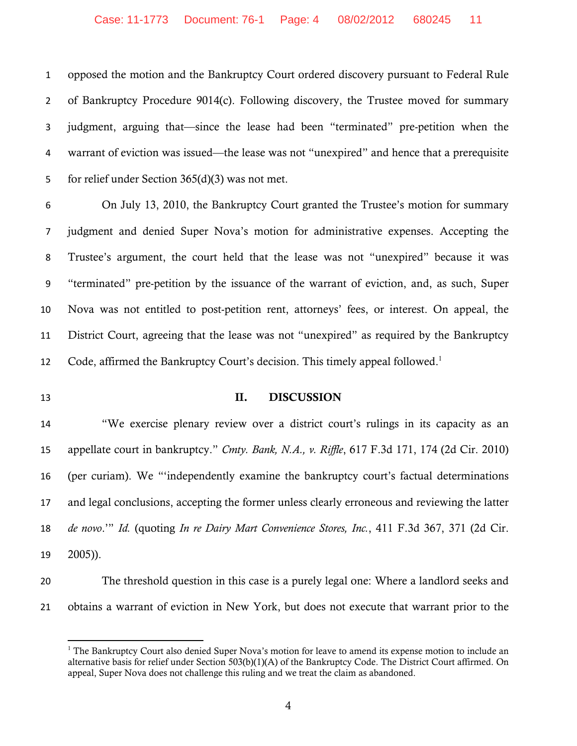opposed the motion and the Bankruptcy Court ordered discovery pursuant to Federal Rule of Bankruptcy Procedure 9014(c). Following discovery, the Trustee moved for summary judgment, arguing that—since the lease had been "terminated" pre-petition when the warrant of eviction was issued—the lease was not "unexpired" and hence that a prerequisite for relief under Section 365(d)(3) was not met.

On July 13, 2010, the Bankruptcy Court granted the Trustee's motion for summary judgment and denied Super Nova's motion for administrative expenses. Accepting the Trustee's argument, the court held that the lease was not "unexpired" because it was "terminated" pre-petition by the issuance of the warrant of eviction, and, as such, Super Nova was not entitled to post-petition rent, attorneys' fees, or interest. On appeal, the District Court, agreeing that the lease was not "unexpired" as required by the Bankruptcy Code, affirmed the Bankruptcy Court's decision. This timely appeal followed.[1]

## II. DISCUSSION

"We exercise plenary review over a district court's rulings in its capacity as an appellate court in bankruptcy." *Cmty. Bank, N.A., v. Riffle*, 617 F.3d 171, 174 (2d Cir. 2010) (per curiam). We "'independently examine the bankruptcy court's factual determinations and legal conclusions, accepting the former unless clearly erroneous and reviewing the latter *de novo*.'" *Id.* (quoting *In re Dairy Mart Convenience Stores, Inc.*, 411 F.3d 367, 371 (2d Cir. 2005)).

The threshold question in this case is a purely legal one: Where a landlord seeks and obtains a warrant of eviction in New York, but does not execute that warrant prior to the

---

[1] The Bankruptcy Court also denied Super Nova's motion for leave to amend its expense motion to include an alternative basis for relief under Section 503(b)(1)(A) of the Bankruptcy Code. The District Court affirmed. On appeal, Super Nova does not challenge this ruling and we treat the claim as abandoned.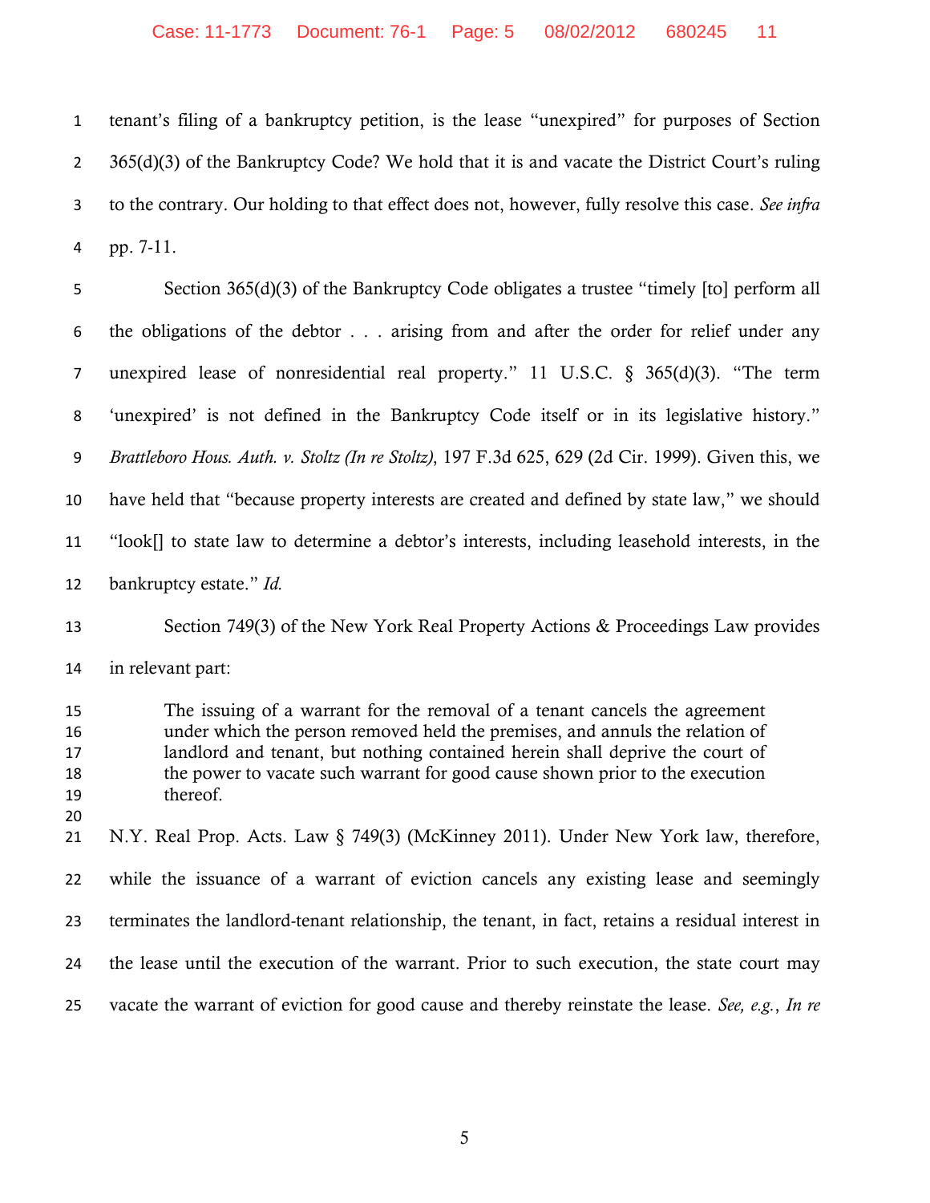tenant's filing of a bankruptcy petition, is the lease "unexpired" for purposes of Section 365(d)(3) of the Bankruptcy Code? We hold that it is and vacate the District Court's ruling to the contrary. Our holding to that effect does not, however, fully resolve this case. *See infra* pp. 7-11.

Section 365(d)(3) of the Bankruptcy Code obligates a trustee "timely [to] perform all the obligations of the debtor . . . arising from and after the order for relief under any unexpired lease of nonresidential real property." 11 U.S.C. § 365(d)(3). "The term 'unexpired' is not defined in the Bankruptcy Code itself or in its legislative history." *Brattleboro Hous. Auth. v. Stoltz (In re Stoltz)*, 197 F.3d 625, 629 (2d Cir. 1999). Given this, we have held that "because property interests are created and defined by state law," we should "look[] to state law to determine a debtor's interests, including leasehold interests, in the bankruptcy estate." *Id.*

Section 749(3) of the New York Real Property Actions & Proceedings Law provides in relevant part:

> The issuing of a warrant for the removal of a tenant cancels the agreement under which the person removed held the premises, and annuls the relation of landlord and tenant, but nothing contained herein shall deprive the court of the power to vacate such warrant for good cause shown prior to the execution thereof.

N.Y. Real Prop. Acts. Law § 749(3) (McKinney 2011). Under New York law, therefore, while the issuance of a warrant of eviction cancels any existing lease and seemingly terminates the landlord-tenant relationship, the tenant, in fact, retains a residual interest in the lease until the execution of the warrant. Prior to such execution, the state court may vacate the warrant of eviction for good cause and thereby reinstate the lease. *See, e.g.*, *In re*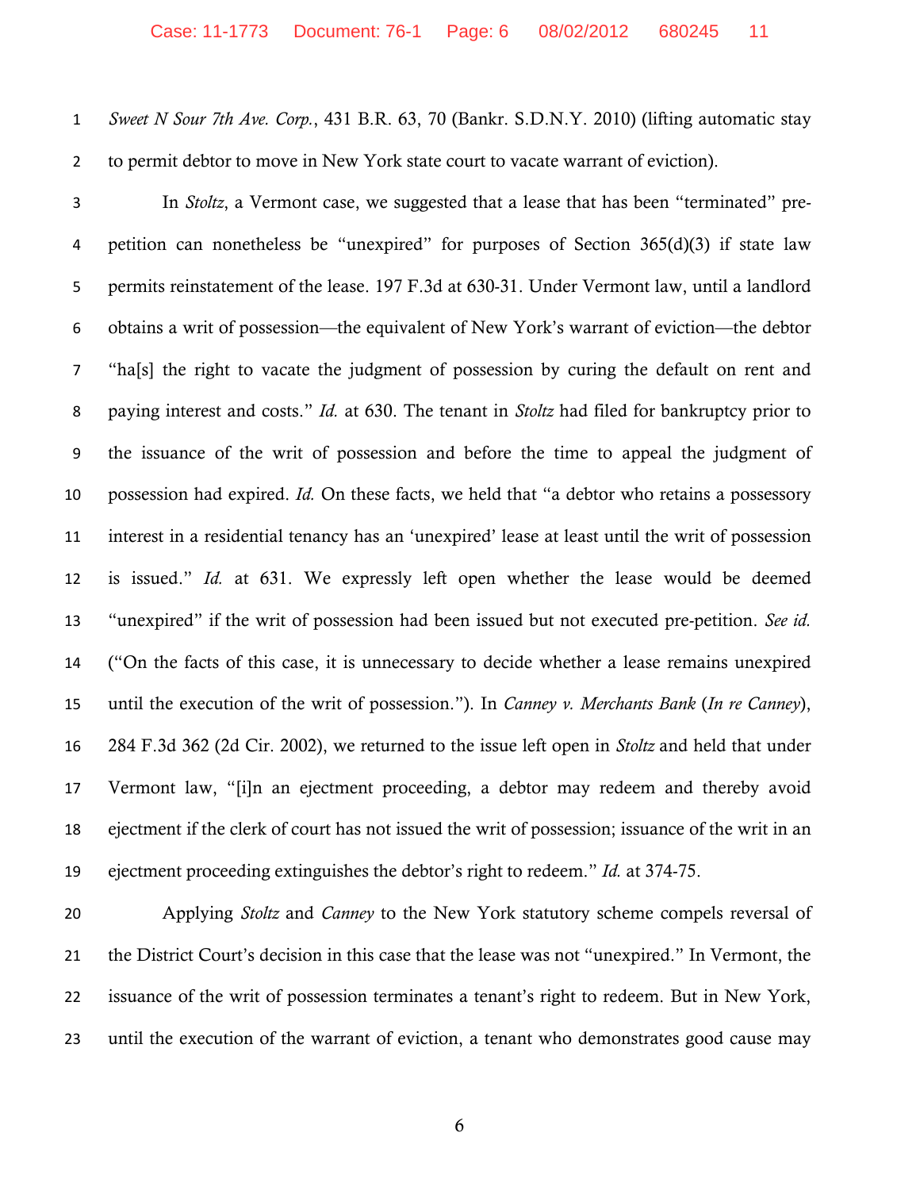*Sweet N Sour 7th Ave. Corp.*, 431 B.R. 63, 70 (Bankr. S.D.N.Y. 2010) (lifting automatic stay to permit debtor to move in New York state court to vacate warrant of eviction).

In *Stoltz*, a Vermont case, we suggested that a lease that has been "terminated" pre-petition can nonetheless be "unexpired" for purposes of Section 365(d)(3) if state law permits reinstatement of the lease. 197 F.3d at 630-31. Under Vermont law, until a landlord obtains a writ of possession—the equivalent of New York's warrant of eviction—the debtor "ha[s] the right to vacate the judgment of possession by curing the default on rent and paying interest and costs." *Id.* at 630. The tenant in *Stoltz* had filed for bankruptcy prior to the issuance of the writ of possession and before the time to appeal the judgment of possession had expired. *Id.* On these facts, we held that "a debtor who retains a possessory interest in a residential tenancy has an 'unexpired' lease at least until the writ of possession is issued." *Id.* at 631. We expressly left open whether the lease would be deemed "unexpired" if the writ of possession had been issued but not executed pre-petition. *See id.* ("On the facts of this case, it is unnecessary to decide whether a lease remains unexpired until the execution of the writ of possession."). In *Canney v. Merchants Bank* (*In re Canney*), 284 F.3d 362 (2d Cir. 2002), we returned to the issue left open in *Stoltz* and held that under Vermont law, "[i]n an ejectment proceeding, a debtor may redeem and thereby avoid ejectment if the clerk of court has not issued the writ of possession; issuance of the writ in an ejectment proceeding extinguishes the debtor's right to redeem." *Id.* at 374-75.

Applying *Stoltz* and *Canney* to the New York statutory scheme compels reversal of the District Court's decision in this case that the lease was not "unexpired." In Vermont, the issuance of the writ of possession terminates a tenant's right to redeem. But in New York, until the execution of the warrant of eviction, a tenant who demonstrates good cause may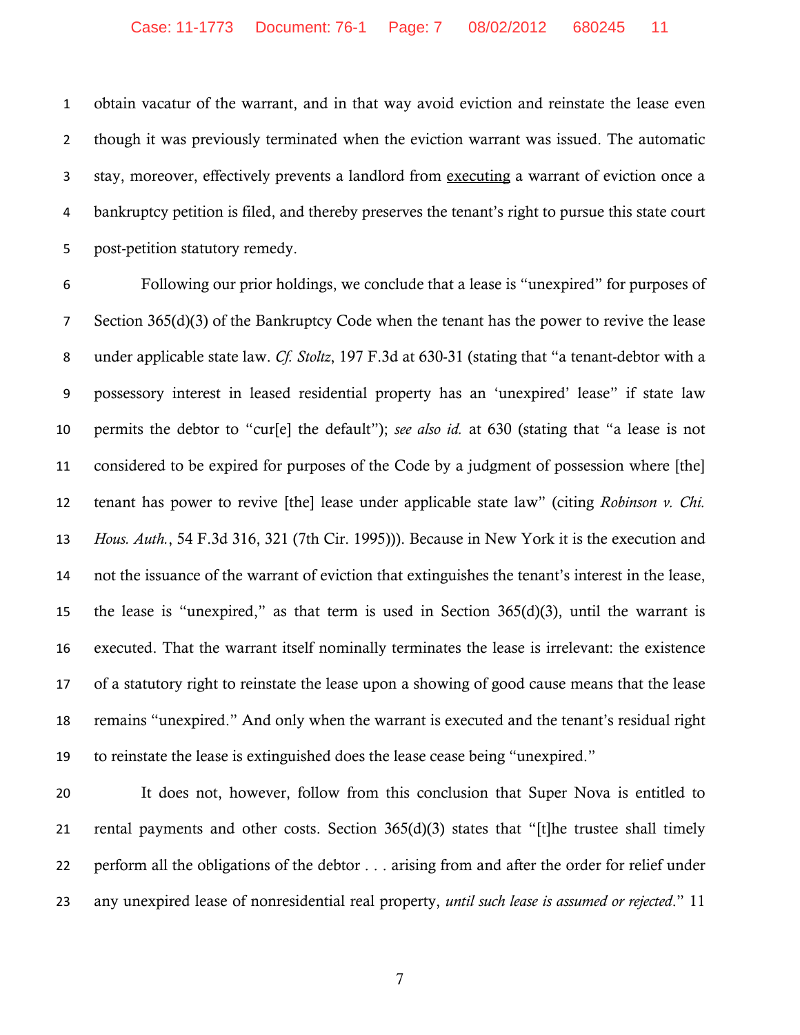obtain vacatur of the warrant, and in that way avoid eviction and reinstate the lease even though it was previously terminated when the eviction warrant was issued. The automatic stay, moreover, effectively prevents a landlord from <u>executing</u> a warrant of eviction once a bankruptcy petition is filed, and thereby preserves the tenant's right to pursue this state court post-petition statutory remedy.

Following our prior holdings, we conclude that a lease is "unexpired" for purposes of Section 365(d)(3) of the Bankruptcy Code when the tenant has the power to revive the lease under applicable state law. *Cf. Stoltz*, 197 F.3d at 630-31 (stating that "a tenant-debtor with a possessory interest in leased residential property has an 'unexpired' lease" if state law permits the debtor to "cur[e] the default"); *see also id.* at 630 (stating that "a lease is not considered to be expired for purposes of the Code by a judgment of possession where [the] tenant has power to revive [the] lease under applicable state law" (citing *Robinson v. Chi. Hous. Auth.*, 54 F.3d 316, 321 (7th Cir. 1995))). Because in New York it is the execution and not the issuance of the warrant of eviction that extinguishes the tenant's interest in the lease, the lease is "unexpired," as that term is used in Section 365(d)(3), until the warrant is executed. That the warrant itself nominally terminates the lease is irrelevant: the existence of a statutory right to reinstate the lease upon a showing of good cause means that the lease remains "unexpired." And only when the warrant is executed and the tenant's residual right to reinstate the lease is extinguished does the lease cease being "unexpired."

It does not, however, follow from this conclusion that Super Nova is entitled to rental payments and other costs. Section 365(d)(3) states that "[t]he trustee shall timely perform all the obligations of the debtor . . . arising from and after the order for relief under any unexpired lease of nonresidential real property, *until such lease is assumed or rejected*." 11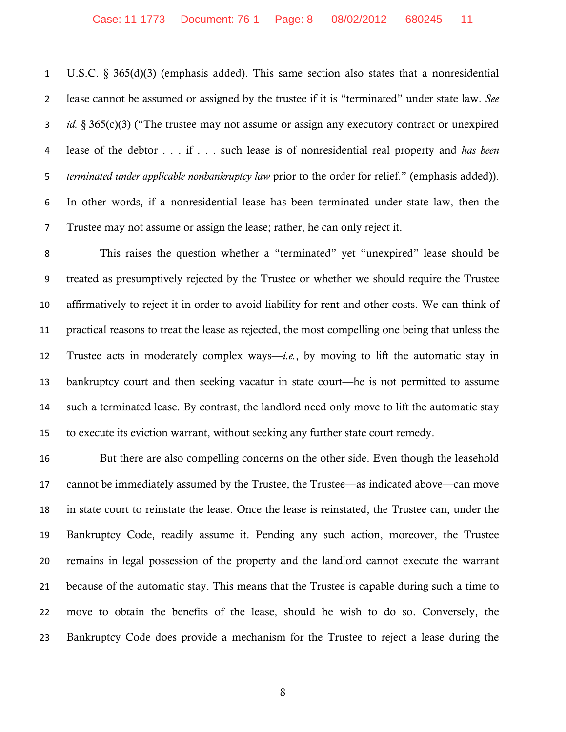U.S.C. § 365(d)(3) (emphasis added). This same section also states that a nonresidential lease cannot be assumed or assigned by the trustee if it is "terminated" under state law. *See id.* § 365(c)(3) ("The trustee may not assume or assign any executory contract or unexpired lease of the debtor . . . if . . . such lease is of nonresidential real property and *has been terminated under applicable nonbankruptcy law* prior to the order for relief." (emphasis added)). In other words, if a nonresidential lease has been terminated under state law, then the Trustee may not assume or assign the lease; rather, he can only reject it.

This raises the question whether a "terminated" yet "unexpired" lease should be treated as presumptively rejected by the Trustee or whether we should require the Trustee affirmatively to reject it in order to avoid liability for rent and other costs. We can think of practical reasons to treat the lease as rejected, the most compelling one being that unless the Trustee acts in moderately complex ways—*i.e.*, by moving to lift the automatic stay in bankruptcy court and then seeking vacatur in state court—he is not permitted to assume such a terminated lease. By contrast, the landlord need only move to lift the automatic stay to execute its eviction warrant, without seeking any further state court remedy.

But there are also compelling concerns on the other side. Even though the leasehold cannot be immediately assumed by the Trustee, the Trustee—as indicated above—can move in state court to reinstate the lease. Once the lease is reinstated, the Trustee can, under the Bankruptcy Code, readily assume it. Pending any such action, moreover, the Trustee remains in legal possession of the property and the landlord cannot execute the warrant because of the automatic stay. This means that the Trustee is capable during such a time to move to obtain the benefits of the lease, should he wish to do so. Conversely, the Bankruptcy Code does provide a mechanism for the Trustee to reject a lease during the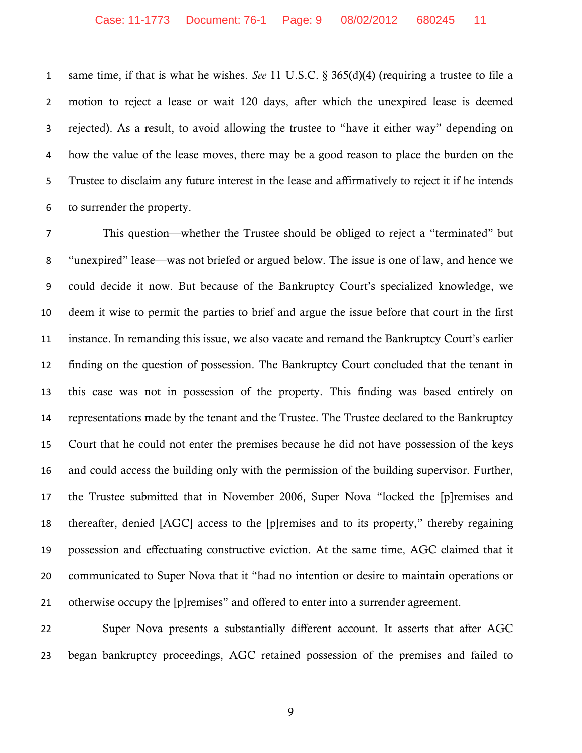same time, if that is what he wishes. *See* 11 U.S.C. § 365(d)(4) (requiring a trustee to file a motion to reject a lease or wait 120 days, after which the unexpired lease is deemed rejected). As a result, to avoid allowing the trustee to "have it either way" depending on how the value of the lease moves, there may be a good reason to place the burden on the Trustee to disclaim any future interest in the lease and affirmatively to reject it if he intends to surrender the property.

This question—whether the Trustee should be obliged to reject a "terminated" but "unexpired" lease—was not briefed or argued below. The issue is one of law, and hence we could decide it now. But because of the Bankruptcy Court's specialized knowledge, we deem it wise to permit the parties to brief and argue the issue before that court in the first instance. In remanding this issue, we also vacate and remand the Bankruptcy Court's earlier finding on the question of possession. The Bankruptcy Court concluded that the tenant in this case was not in possession of the property. This finding was based entirely on representations made by the tenant and the Trustee. The Trustee declared to the Bankruptcy Court that he could not enter the premises because he did not have possession of the keys and could access the building only with the permission of the building supervisor. Further, the Trustee submitted that in November 2006, Super Nova "locked the [p]remises and thereafter, denied [AGC] access to the [p]remises and to its property," thereby regaining possession and effectuating constructive eviction. At the same time, AGC claimed that it communicated to Super Nova that it "had no intention or desire to maintain operations or otherwise occupy the [p]remises" and offered to enter into a surrender agreement.

Super Nova presents a substantially different account. It asserts that after AGC began bankruptcy proceedings, AGC retained possession of the premises and failed to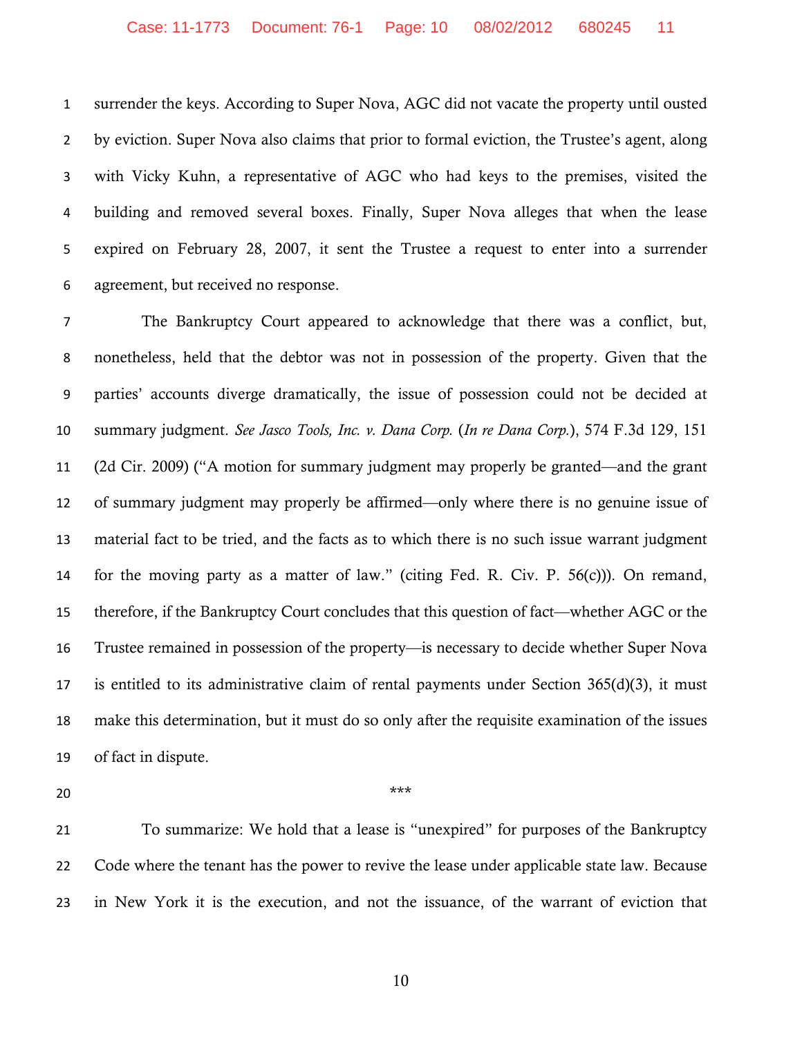surrender the keys. According to Super Nova, AGC did not vacate the property until ousted by eviction. Super Nova also claims that prior to formal eviction, the Trustee's agent, along with Vicky Kuhn, a representative of AGC who had keys to the premises, visited the building and removed several boxes. Finally, Super Nova alleges that when the lease expired on February 28, 2007, it sent the Trustee a request to enter into a surrender agreement, but received no response.

The Bankruptcy Court appeared to acknowledge that there was a conflict, but, nonetheless, held that the debtor was not in possession of the property. Given that the parties' accounts diverge dramatically, the issue of possession could not be decided at summary judgment. *See Jasco Tools, Inc. v. Dana Corp.* (*In re Dana Corp.*), 574 F.3d 129, 151 (2d Cir. 2009) ("A motion for summary judgment may properly be granted—and the grant of summary judgment may properly be affirmed—only where there is no genuine issue of material fact to be tried, and the facts as to which there is no such issue warrant judgment for the moving party as a matter of law." (citing Fed. R. Civ. P. 56(c))). On remand, therefore, if the Bankruptcy Court concludes that this question of fact—whether AGC or the Trustee remained in possession of the property—is necessary to decide whether Super Nova is entitled to its administrative claim of rental payments under Section 365(d)(3), it must make this determination, but it must do so only after the requisite examination of the issues of fact in dispute.

***

To summarize: We hold that a lease is "unexpired" for purposes of the Bankruptcy Code where the tenant has the power to revive the lease under applicable state law. Because in New York it is the execution, and not the issuance, of the warrant of eviction that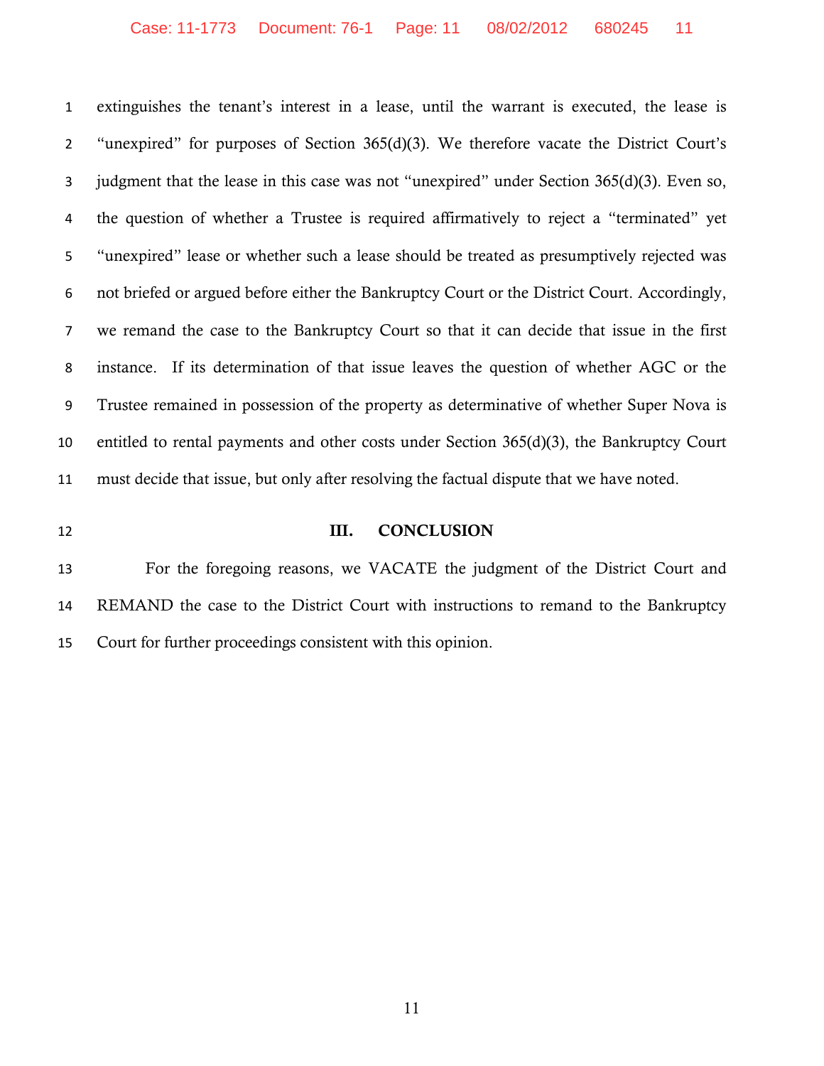extinguishes the tenant's interest in a lease, until the warrant is executed, the lease is "unexpired" for purposes of Section 365(d)(3). We therefore vacate the District Court's judgment that the lease in this case was not "unexpired" under Section 365(d)(3). Even so, the question of whether a Trustee is required affirmatively to reject a "terminated" yet "unexpired" lease or whether such a lease should be treated as presumptively rejected was not briefed or argued before either the Bankruptcy Court or the District Court. Accordingly, we remand the case to the Bankruptcy Court so that it can decide that issue in the first instance. If its determination of that issue leaves the question of whether AGC or the Trustee remained in possession of the property as determinative of whether Super Nova is entitled to rental payments and other costs under Section 365(d)(3), the Bankruptcy Court must decide that issue, but only after resolving the factual dispute that we have noted.

## III. CONCLUSION

For the foregoing reasons, we VACATE the judgment of the District Court and REMAND the case to the District Court with instructions to remand to the Bankruptcy Court for further proceedings consistent with this opinion.